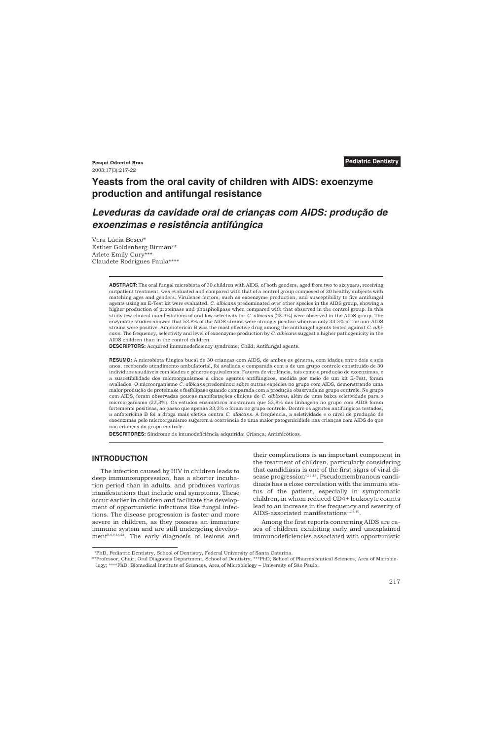**Pediatric Dentistry**

# Yeasts from the oral cavity of children with AIDS: exoenzyme production and antifungal resistance

# *Leveduras da cavidade oral de crianças com AIDS: produção de exoenzimas e resistência antifúngica*

Vera Lúcia Bosco*
Esther Goldenberg Birman**
Arlete Emily Cury***
Claudete Rodrigues Paula****

**ABSTRACT:** The oral fungal microbiota of 30 children with AIDS, of both genders, aged from two to six years, receiving outpatient treatment, was evaluated and compared with that of a control group composed of 30 healthy subjects with matching ages and genders. Virulence factors, such as exoenzyme production, and susceptibility to five antifungal agents using an E-Test kit were evaluated. *C. albicans* predominated over other species in the AIDS group, showing a higher production of proteinase and phospholipase when compared with that observed in the control group. In this study few clinical manifestations of and low selectivity for *C. albicans* (23.3%) were observed in the AIDS group. The enzymatic studies showed that 53.8% of the AIDS strains were strongly positive whereas only 33.3% of the non-AIDS strains were positive. Amphotericin B was the most effective drug among the antifungal agents tested against *C. albicans*. The frequency, selectivity and level of exoenzyme production by *C. albicans* suggest a higher pathogenicity in the AIDS children than in the control children.

**DESCRIPTORS:** Acquired immunodeficiency syndrome; Child; Antifungal agents.

**RESUMO:** A microbiota fúngica bucal de 30 crianças com AIDS, de ambos os gêneros, com idades entre dois e seis anos, recebendo atendimento ambulatorial, foi avaliada e comparada com a de um grupo controle constituído de 30 indivíduos saudáveis com idades e gêneros equivalentes. Fatores de virulência, tais como a produção de exoenzimas, e a suscetibilidade dos microorganismos a cinco agentes antifúngicos, medida por meio de um kit E-Test, foram avaliados. O microorganismo *C. albicans* predominou sobre outras espécies no grupo com AIDS, demonstrando uma maior produção de proteinase e fosfolipase quando comparada com a produção observada no grupo controle. No grupo com AIDS, foram observadas poucas manifestações clínicas de *C. albicans*, além de uma baixa seletividade para o microorganismo (23,3%). Os estudos enzimáticos mostraram que 53,8% das linhagens no grupo com AIDS foram fortemente positivas, ao passo que apenas 33,3% o foram no grupo controle. Dentre os agentes antifúngicos testados, a anfotericina B foi a droga mais efetiva contra *C. albicans*. A freqüência, a seletividade e o nível de produção de exoenzimas pelo microorganismo sugerem a ocorrência de uma maior patogenicidade nas crianças com AIDS do que nas crianças do grupo controle.

**DESCRITORES:** Síndrome de imunodeficiência adquirida; Criança; Antimicóticos.

## INTRODUCTION

The infection caused by HIV in children leads to deep immunosuppression, has a shorter incubation period than in adults, and produces various manifestations that include oral symptoms. These occur earlier in children and facilitate the development of opportunistic infections like fungal infections. The disease progression is faster and more severe in children, as they possess an immature immune system and are still undergoing development[5,8,9,13,23]. The early diagnosis of lesions and their complications is an important component in the treatment of children, particularly considering that candidiasis is one of the first signs of viral disease progression[4,11,15]. Pseudomembranous candidiasis has a close correlation with the immune status of the patient, especially in symptomatic children, in whom reduced CD4+ leukocyte counts lead to an increase in the frequency and severity of AIDS-associated manifestations[1,2,6,10].

Among the first reports concerning AIDS are cases of children exhibiting early and unexplained immunodeficiencies associated with opportunistic

*PhD, Pediatric Dentistry, School of Dentistry, Federal University of Santa Catarina.
**Professor, Chair, Oral Diagnosis Department, School of Dentistry; ***PhD, School of Pharmaceutical Sciences, Area of Microbiology; ****PhD, Biomedical Institute of Sciences, Area of Microbiology – University of São Paulo.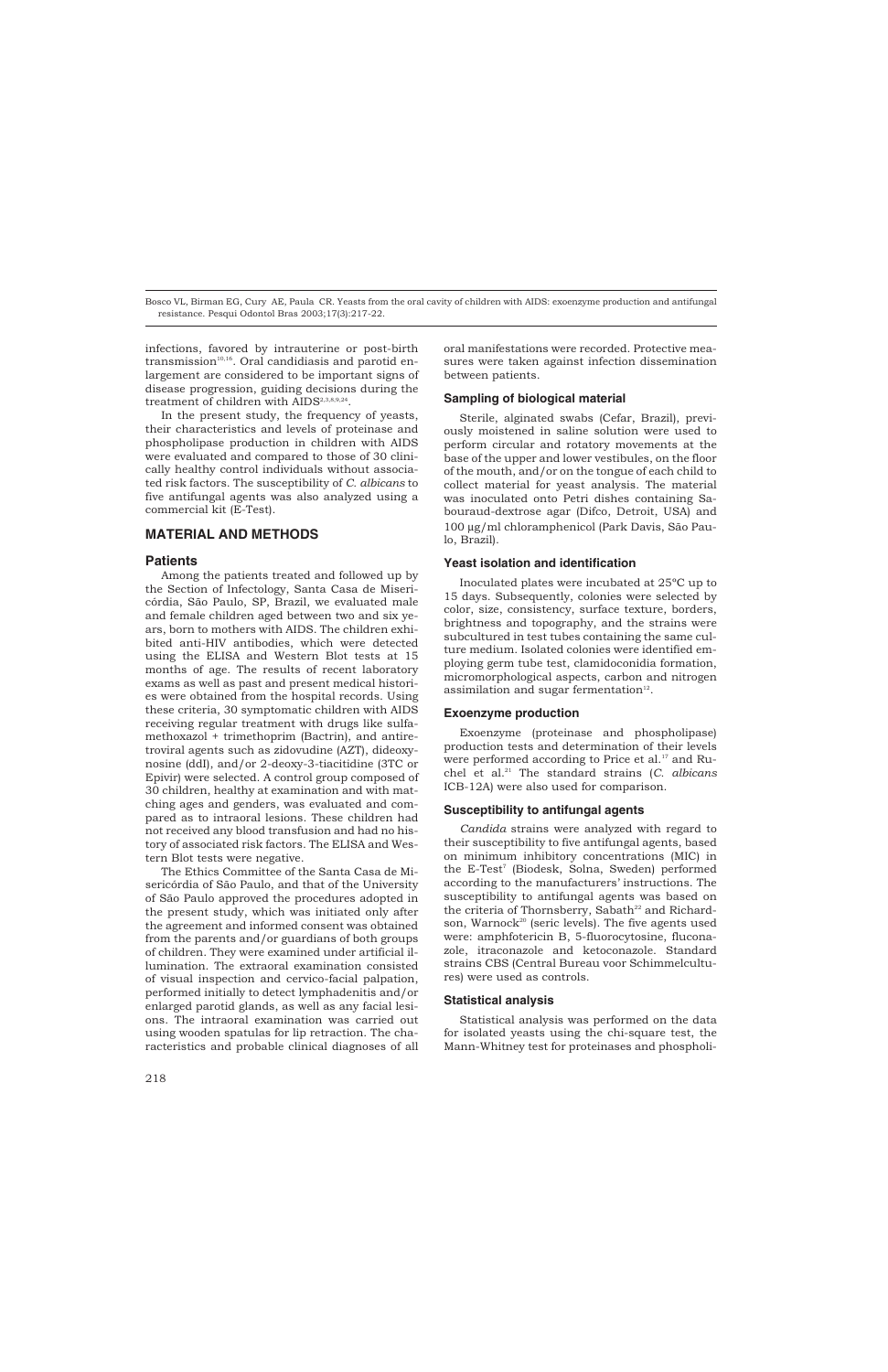infections, favored by intrauterine or post-birth transmission[10,16]. Oral candidiasis and parotid enlargement are considered to be important signs of disease progression, guiding decisions during the treatment of children with AIDS[2,3,8,9,24].

In the present study, the frequency of yeasts, their characteristics and levels of proteinase and phospholipase production in children with AIDS were evaluated and compared to those of 30 clinically healthy control individuals without associated risk factors. The susceptibility of *C. albicans* to five antifungal agents was also analyzed using a commercial kit (E-Test).

## MATERIAL AND METHODS

### Patients

Among the patients treated and followed up by the Section of Infectology, Santa Casa de Misericórdia, São Paulo, SP, Brazil, we evaluated male and female children aged between two and six years, born to mothers with AIDS. The children exhibited anti-HIV antibodies, which were detected using the ELISA and Western Blot tests at 15 months of age. The results of recent laboratory exams as well as past and present medical histories were obtained from the hospital records. Using these criteria, 30 symptomatic children with AIDS receiving regular treatment with drugs like sulfamethoxazol + trimethoprim (Bactrin), and antiretroviral agents such as zidovudine (AZT), dideoxynosine (ddI), and/or 2-deoxy-3-tiacitidine (3TC or Epivir) were selected. A control group composed of 30 children, healthy at examination and with matching ages and genders, was evaluated and compared as to intraoral lesions. These children had not received any blood transfusion and had no history of associated risk factors. The ELISA and Western Blot tests were negative.

The Ethics Committee of the Santa Casa de Misericórdia of São Paulo, and that of the University of São Paulo approved the procedures adopted in the present study, which was initiated only after the agreement and informed consent was obtained from the parents and/or guardians of both groups of children. They were examined under artificial illumination. The extraoral examination consisted of visual inspection and cervico-facial palpation, performed initially to detect lymphadenitis and/or enlarged parotid glands, as well as any facial lesions. The intraoral examination was carried out using wooden spatulas for lip retraction. The characteristics and probable clinical diagnoses of all oral manifestations were recorded. Protective measures were taken against infection dissemination between patients.

### Sampling of biological material

Sterile, alginated swabs (Cefar, Brazil), previously moistened in saline solution were used to perform circular and rotatory movements at the base of the upper and lower vestibules, on the floor of the mouth, and/or on the tongue of each child to collect material for yeast analysis. The material was inoculated onto Petri dishes containing Sabouraud-dextrose agar (Difco, Detroit, USA) and 100 µg/ml chloramphenicol (Park Davis, São Paulo, Brazil).

### Yeast isolation and identification

Inoculated plates were incubated at 25°C up to 15 days. Subsequently, colonies were selected by color, size, consistency, surface texture, borders, brightness and topography, and the strains were subcultured in test tubes containing the same culture medium. Isolated colonies were identified employing germ tube test, clamidoconidia formation, micromorphological aspects, carbon and nitrogen assimilation and sugar fermentation[12].

### Exoenzyme production

Exoenzyme (proteinase and phospholipase) production tests and determination of their levels were performed according to Price et al.[17] and Ruchel et al.[21] The standard strains (*C. albicans* ICB-12A) were also used for comparison.

### Susceptibility to antifungal agents

*Candida* strains were analyzed with regard to their susceptibility to five antifungal agents, based on minimum inhibitory concentrations (MIC) in the E-Test[7] (Biodesk, Solna, Sweden) performed according to the manufacturers' instructions. The susceptibility to antifungal agents was based on the criteria of Thornsberry, Sabath[22] and Richardson, Warnock[20] (seric levels). The five agents used were: amphfotericin B, 5-fluorocytosine, fluconazole, itraconazole and ketoconazole. Standard strains CBS (Central Bureau voor Schimmelcultures) were used as controls.

### Statistical analysis

Statistical analysis was performed on the data for isolated yeasts using the chi-square test, the Mann-Whitney test for proteinases and phospholi-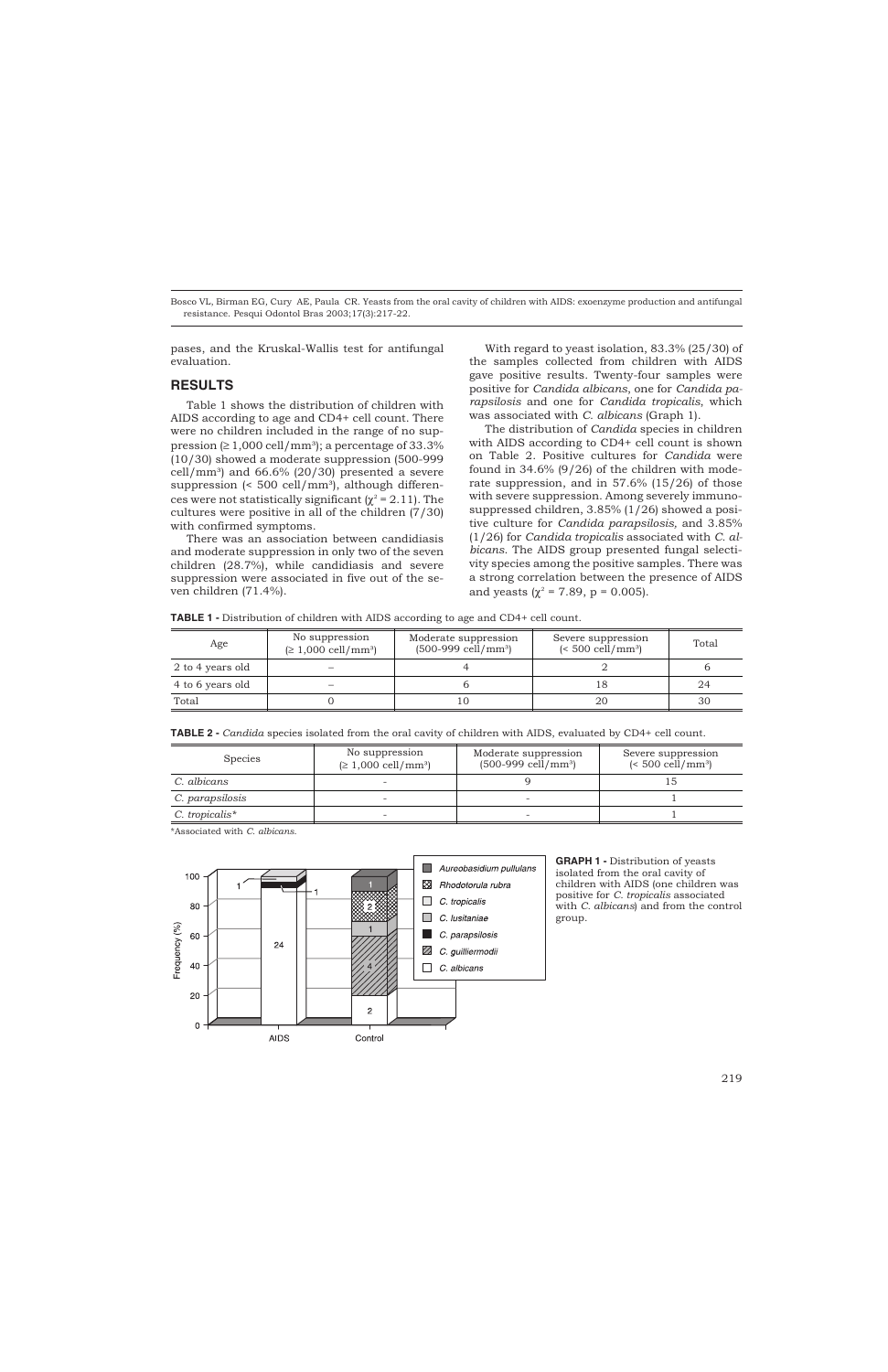pases, and the Kruskal-Wallis test for antifungal evaluation.

## RESULTS

Table 1 shows the distribution of children with AIDS according to age and CD4+ cell count. There were no children included in the range of no suppression (≥ 1,000 cell/mm³); a percentage of 33.3% (10/30) showed a moderate suppression (500-999 cell/mm³) and 66.6% (20/30) presented a severe suppression (< 500 cell/mm³), although differences were not statistically significant ($\chi^2 = 2.11$). The cultures were positive in all of the children (7/30) with confirmed symptoms.

There was an association between candidiasis and moderate suppression in only two of the seven children (28.7%), while candidiasis and severe suppression were associated in five out of the seven children (71.4%).

With regard to yeast isolation, 83.3% (25/30) of the samples collected from children with AIDS gave positive results. Twenty-four samples were positive for *Candida albicans*, one for *Candida parapsilosis* and one for *Candida tropicalis*, which was associated with *C. albicans* (Graph 1).

The distribution of *Candida* species in children with AIDS according to CD4+ cell count is shown on Table 2. Positive cultures for *Candida* were found in 34.6% (9/26) of the children with moderate suppression, and in 57.6% (15/26) of those with severe suppression. Among severely immunosuppressed children, 3.85% (1/26) showed a positive culture for *Candida parapsilosis*, and 3.85% (1/26) for *Candida tropicalis* associated with *C. albicans*. The AIDS group presented fungal selectivity species among the positive samples. There was a strong correlation between the presence of AIDS and yeasts ($\chi^2 = 7.89$, $p = 0.005$).

**TABLE 1 -** Distribution of children with AIDS according to age and CD4+ cell count.

| Age | No suppression (≥ 1,000 cell/mm³) | Moderate suppression (500-999 cell/mm³) | Severe suppression (< 500 cell/mm³) | Total |
|---|---|---|---|---|
| 2 to 4 years old | – | 4 | 2 | 6 |
| 4 to 6 years old | – | 6 | 18 | 24 |
| Total | 0 | 10 | 20 | 30 |

**TABLE 2 -** *Candida* species isolated from the oral cavity of children with AIDS, evaluated by CD4+ cell count.

| Species | No suppression (≥ 1,000 cell/mm³) | Moderate suppression (500-999 cell/mm³) | Severe suppression (< 500 cell/mm³) |
|---|---|---|---|
| *C. albicans* | - | 9 | 15 |
| *C. parapsilosis* | - | - | 1 |
| *C. tropicalis** | - | - | 1 |

*Associated with *C. albicans*.

**GRAPH 1 -** Distribution of yeasts isolated from the oral cavity of children with AIDS (one children was positive for *C. tropicalis* associated with *C. albicans*) and from the control group.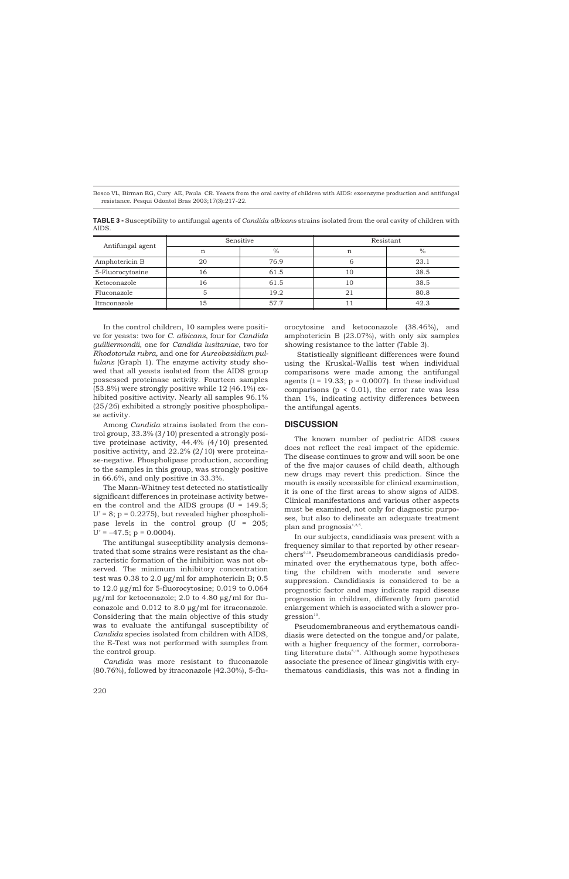**TABLE 3 -** Susceptibility to antifungal agents of *Candida albicans* strains isolated from the oral cavity of children with AIDS.

| Antifungal agent | Sensitive | | Resistant | |
|---|---|---|---|---|
| | n | % | n | % |
| Amphotericin B | 20 | 76.9 | 6 | 23.1 |
| 5-Fluorocytosine | 16 | 61.5 | 10 | 38.5 |
| Ketoconazole | 16 | 61.5 | 10 | 38.5 |
| Fluconazole | 5 | 19.2 | 21 | 80.8 |
| Itraconazole | 15 | 57.7 | 11 | 42.3 |

In the control children, 10 samples were positive for yeasts: two for *C. albicans*, four for *Candida guilliermondii*, one for *Candida lusitaniae*, two for *Rhodotorula rubra*, and one for *Aureobasidium pullulans* (Graph 1). The enzyme activity study showed that all yeasts isolated from the AIDS group possessed proteinase activity. Fourteen samples (53.8%) were strongly positive while 12 (46.1%) exhibited positive activity. Nearly all samples 96.1% (25/26) exhibited a strongly positive phospholipase activity.

Among *Candida* strains isolated from the control group, 33.3% (3/10) presented a strongly positive proteinase activity, 44.4% (4/10) presented positive activity, and 22.2% (2/10) were proteinase-negative. Phospholipase production, according to the samples in this group, was strongly positive in 66.6%, and only positive in 33.3%.

The Mann-Whitney test detected no statistically significant differences in proteinase activity between the control and the AIDS groups ($U = 149.5$; $U' = 8$; $p = 0.2275$), but revealed higher phospholipase levels in the control group ($U = 205$; $U' = -47.5$; $p = 0.0004$).

The antifungal susceptibility analysis demonstrated that some strains were resistant as the characteristic formation of the inhibition was not observed. The minimum inhibitory concentration test was 0.38 to 2.0 µg/ml for amphotericin B; 0.5 to 12.0 µg/ml for 5-fluorocytosine; 0.019 to 0.064 µg/ml for ketoconazole; 2.0 to 4.80 µg/ml for fluconazole and 0.012 to 8.0 µg/ml for itraconazole. Considering that the main objective of this study was to evaluate the antifungal susceptibility of *Candida* species isolated from children with AIDS, the E-Test was not performed with samples from the control group.

*Candida* was more resistant to fluconazole (80.76%), followed by itraconazole (42.30%), 5-fluorocytosine and ketoconazole (38.46%), and amphotericin B (23.07%), with only six samples showing resistance to the latter (Table 3).

Statistically significant differences were found using the Kruskal-Wallis test when individual comparisons were made among the antifungal agents ($t = 19.33$; $p = 0.0007$). In these individual comparisons ($p < 0.01$), the error rate was less than 1%, indicating activity differences between the antifungal agents.

## DISCUSSION

The known number of pediatric AIDS cases does not reflect the real impact of the epidemic. The disease continues to grow and will soon be one of the five major causes of child death, although new drugs may revert this prediction. Since the mouth is easily accessible for clinical examination, it is one of the first areas to show signs of AIDS. Clinical manifestations and various other aspects must be examined, not only for diagnostic purposes, but also to delineate an adequate treatment plan and prognosis[1,3,5].

In our subjects, candidiasis was present with a frequency similar to that reported by other researchers[6,18]. Pseudomembraneous candidiasis predominated over the erythematous type, both affecting the children with moderate and severe suppression. Candidiasis is considered to be a prognostic factor and may indicate rapid disease progression in children, differently from parotid enlargement which is associated with a slower progression[10].

Pseudomembraneous and erythematous candidiasis were detected on the tongue and/or palate, with a higher frequency of the former, corroborating literature data[5,18]. Although some hypotheses associate the presence of linear gingivitis with erythematous candidiasis, this was not a finding in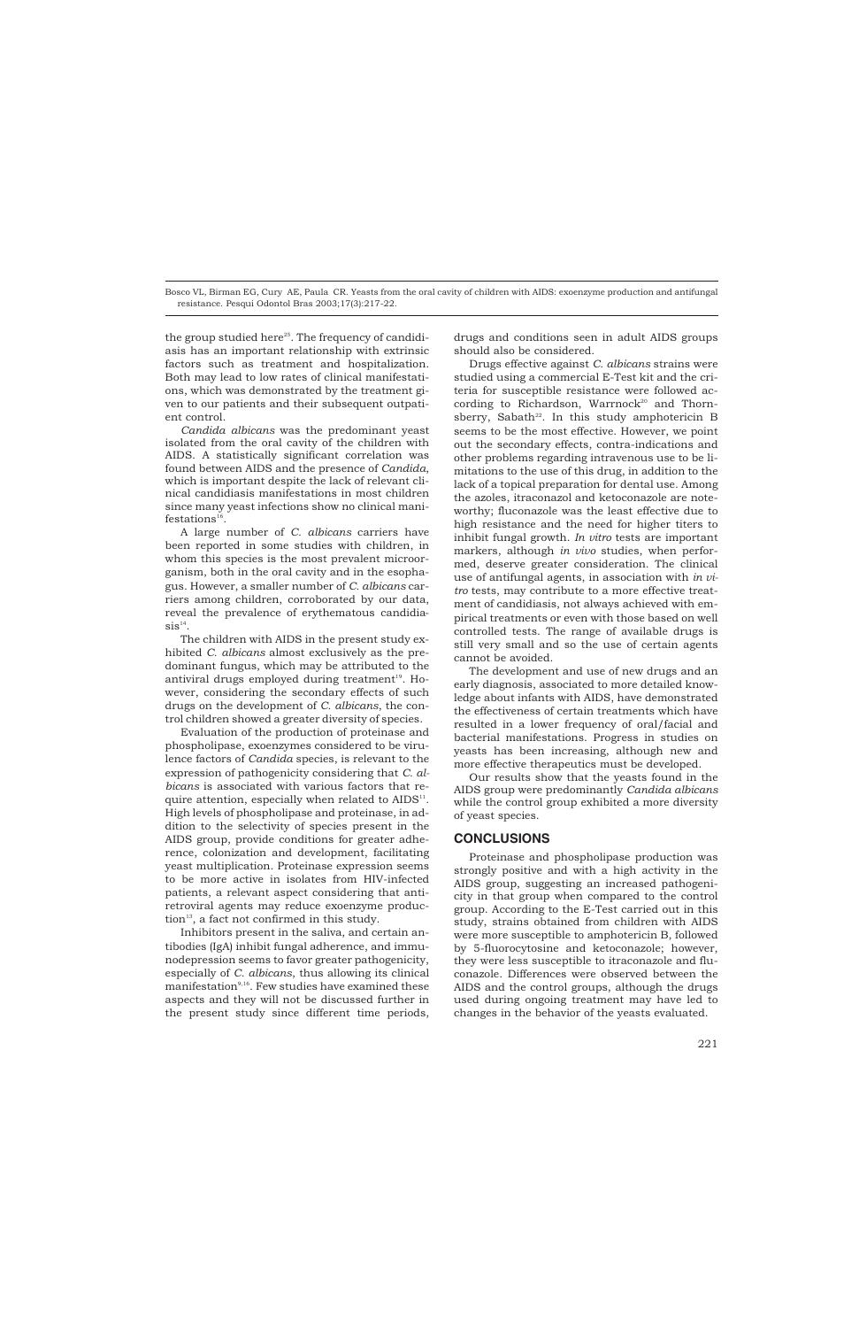the group studied here[25]. The frequency of candidiasis has an important relationship with extrinsic factors such as treatment and hospitalization. Both may lead to low rates of clinical manifestations, which was demonstrated by the treatment given to our patients and their subsequent outpatient control.

*Candida albicans* was the predominant yeast isolated from the oral cavity of the children with AIDS. A statistically significant correlation was found between AIDS and the presence of *Candida*, which is important despite the lack of relevant clinical candidiasis manifestations in most children since many yeast infections show no clinical manifestations[16].

A large number of *C. albicans* carriers have been reported in some studies with children, in whom this species is the most prevalent microorganism, both in the oral cavity and in the esophagus. However, a smaller number of *C. albicans* carriers among children, corroborated by our data, reveal the prevalence of erythematous candidiasis[14].

The children with AIDS in the present study exhibited *C. albicans* almost exclusively as the predominant fungus, which may be attributed to the antiviral drugs employed during treatment[19]. However, considering the secondary effects of such drugs on the development of *C. albicans*, the control children showed a greater diversity of species.

Evaluation of the production of proteinase and phospholipase, exoenzymes considered to be virulence factors of *Candida* species, is relevant to the expression of pathogenicity considering that *C. albicans* is associated with various factors that require attention, especially when related to AIDS[11]. High levels of phospholipase and proteinase, in addition to the selectivity of species present in the AIDS group, provide conditions for greater adherence, colonization and development, facilitating yeast multiplication. Proteinase expression seems to be more active in isolates from HIV-infected patients, a relevant aspect considering that antiretroviral agents may reduce exoenzyme production[13], a fact not confirmed in this study.

Inhibitors present in the saliva, and certain antibodies (IgA) inhibit fungal adherence, and immunodepression seems to favor greater pathogenicity, especially of *C. albicans*, thus allowing its clinical manifestation[9,16]. Few studies have examined these aspects and they will not be discussed further in the present study since different time periods, drugs and conditions seen in adult AIDS groups should also be considered.

Drugs effective against *C. albicans* strains were studied using a commercial E-Test kit and the criteria for susceptible resistance were followed according to Richardson, Warrnock[20] and Thornsberry, Sabath[22]. In this study amphotericin B seems to be the most effective. However, we point out the secondary effects, contra-indications and other problems regarding intravenous use to be limitations to the use of this drug, in addition to the lack of a topical preparation for dental use. Among the azoles, itraconazol and ketoconazole are noteworthy; fluconazole was the least effective due to high resistance and the need for higher titers to inhibit fungal growth. *In vitro* tests are important markers, although *in vivo* studies, when performed, deserve greater consideration. The clinical use of antifungal agents, in association with *in vitro* tests, may contribute to a more effective treatment of candidiasis, not always achieved with empirical treatments or even with those based on well controlled tests. The range of available drugs is still very small and so the use of certain agents cannot be avoided.

The development and use of new drugs and an early diagnosis, associated to more detailed knowledge about infants with AIDS, have demonstrated the effectiveness of certain treatments which have resulted in a lower frequency of oral/facial and bacterial manifestations. Progress in studies on yeasts has been increasing, although new and more effective therapeutics must be developed.

Our results show that the yeasts found in the AIDS group were predominantly *Candida albicans* while the control group exhibited a more diversity of yeast species.

## CONCLUSIONS

Proteinase and phospholipase production was strongly positive and with a high activity in the AIDS group, suggesting an increased pathogenicity in that group when compared to the control group. According to the E-Test carried out in this study, strains obtained from children with AIDS were more susceptible to amphotericin B, followed by 5-fluorocytosine and ketoconazole; however, they were less susceptible to itraconazole and fluconazole. Differences were observed between the AIDS and the control groups, although the drugs used during ongoing treatment may have led to changes in the behavior of the yeasts evaluated.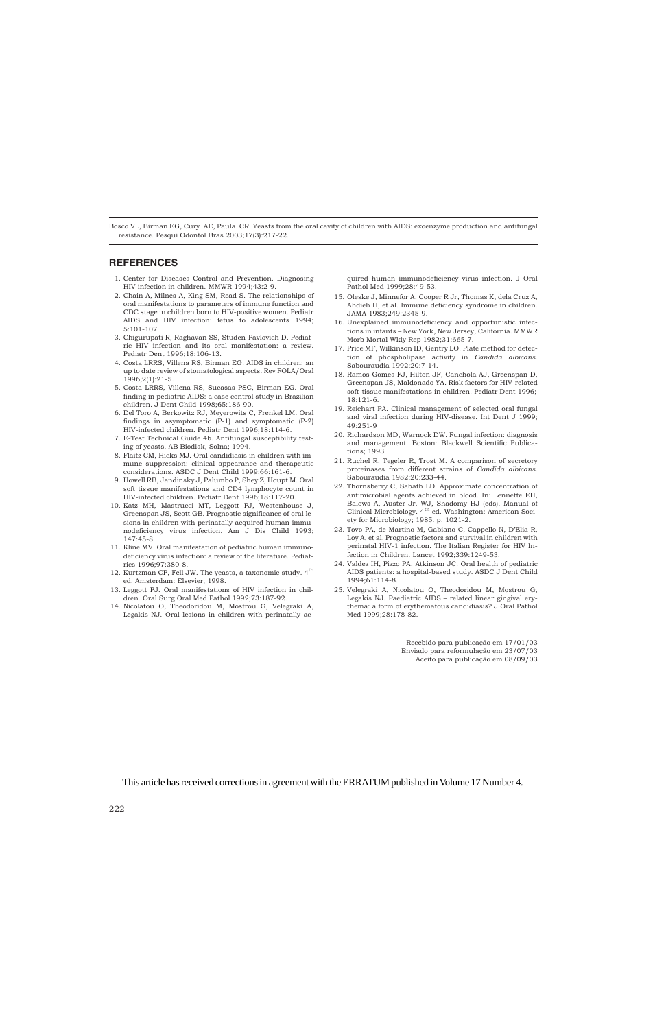Bosco VL, Birman EG, Cury AE, Paula CR. Yeasts from the oral cavity of children with AIDS: exoenzyme production and antifungal resistance. Pesqui Odontol Bras 2003;17(3):217-22.

## REFERENCES

1. Center for Diseases Control and Prevention. Diagnosing HIV infection in children. MMWR 1994;43:2-9.
2. Chain A, Milnes A, King SM, Read S. The relationships of oral manifestations to parameters of immune function and CDC stage in children born to HIV-positive women. Pediatr AIDS and HIV infection: fetus to adolescents 1994; 5:101-107.
3. Chigurupati R, Raghavan SS, Studen-Pavlovich D. Pediatric HIV infection and its oral manifestation: a review. Pediatr Dent 1996;18:106-13.
4. Costa LRRS, Villena RS, Birman EG. AIDS in children: an up to date review of stomatological aspects. Rev FOLA/Oral 1996;2(1):21-5.
5. Costa LRRS, Villena RS, Sucasas PSC, Birman EG. Oral finding in pediatric AIDS: a case control study in Brazilian children. J Dent Child 1998;65:186-90.
6. Del Toro A, Berkowitz RJ, Meyerowits C, Frenkel LM. Oral findings in asymptomatic (P-1) and symptomatic (P-2) HIV-infected children. Pediatr Dent 1996;18:114-6.
7. E-Test Technical Guide 4b. Antifungal susceptibility testing of yeasts. AB Biodisk, Solna; 1994.
8. Flaitz CM, Hicks MJ. Oral candidiasis in children with immune suppression: clinical appearance and therapeutic considerations. ASDC J Dent Child 1999;66:161-6.
9. Howell RB, Jandinsky J, Palumbo P, Shey Z, Houpt M. Oral soft tissue manifestations and CD4 lymphocyte count in HIV-infected children. Pediatr Dent 1996;18:117-20.
10. Katz MH, Mastrucci MT, Leggott PJ, Westenhouse J, Greenspan JS, Scott GB. Prognostic significance of oral lesions in children with perinatally acquired human immunodeficiency virus infection. Am J Dis Child 1993; 147:45-8.
11. Kline MV. Oral manifestation of pediatric human immunodeficiency virus infection: a review of the literature. Pediatrics 1996;97:380-8.
12. Kurtzman CP, Fell JW. The yeasts, a taxonomic study. 4th ed. Amsterdam: Elsevier; 1998.
13. Leggott PJ. Oral manifestations of HIV infection in children. Oral Surg Oral Med Pathol 1992;73:187-92.
14. Nicolatou O, Theodoridou M, Mostrou G, Velegraki A, Legakis NJ. Oral lesions in children with perinatally acquired human immunodeficiency virus infection. J Oral Pathol Med 1999;28:49-53.
15. Oleske J, Minnefor A, Cooper R Jr, Thomas K, dela Cruz A, Ahdieh H, et al. Immune deficiency syndrome in children. JAMA 1983;249:2345-9.
16. Unexplained immunodeficiency and opportunistic infections in infants – New York, New Jersey, California. MMWR Morb Mortal Wkly Rep 1982;31:665-7.
17. Price MF, Wilkinson ID, Gentry LO. Plate method for detection of phospholipase activity in *Candida albicans*. Sabouraudia 1992;20:7-14.
18. Ramos-Gomes FJ, Hilton JF, Canchola AJ, Greenspan D, Greenspan JS, Maldonado YA. Risk factors for HIV-related soft-tissue manifestations in children. Pediatr Dent 1996; 18:121-6.
19. Reichart PA. Clinical management of selected oral fungal and viral infection during HIV-disease. Int Dent J 1999; 49:251-9
20. Richardson MD, Warnock DW. Fungal infection: diagnosis and management. Boston: Blackwell Scientific Publications; 1993.
21. Ruchel R, Tegeler R, Trost M. A comparison of secretory proteinases from different strains of *Candida albicans*. Sabouraudia 1982:20:233-44.
22. Thornsberry C, Sabath LD. Approximate concentration of antimicrobial agents achieved in blood. In: Lennette EH, Balows A, Auster Jr. WJ, Shadomy HJ (eds). Manual of Clinical Microbiology. 4th ed. Washington: American Society for Microbiology; 1985. p. 1021-2.
23. Tovo PA, de Martino M, Gabiano C, Cappello N, D'Elia R, Loy A, et al. Prognostic factors and survival in children with perinatal HIV-1 infection. The Italian Register for HIV Infection in Children. Lancet 1992;339:1249-53.
24. Valdez IH, Pizzo PA, Atkinson JC. Oral health of pediatric AIDS patients: a hospital-based study. ASDC J Dent Child 1994;61:114-8.
25. Velegraki A, Nicolatou O, Theodoridou M, Mostrou G, Legakis NJ. Paediatric AIDS – related linear gingival erythema: a form of erythematous candidiasis? J Oral Pathol Med 1999;28:178-82.

Recebido para publicação em 17/01/03
Enviado para reformulação em 23/07/03
Aceito para publicação em 08/09/03

This article has received corrections in agreement with the ERRATUM published in Volume 17 Number 4.